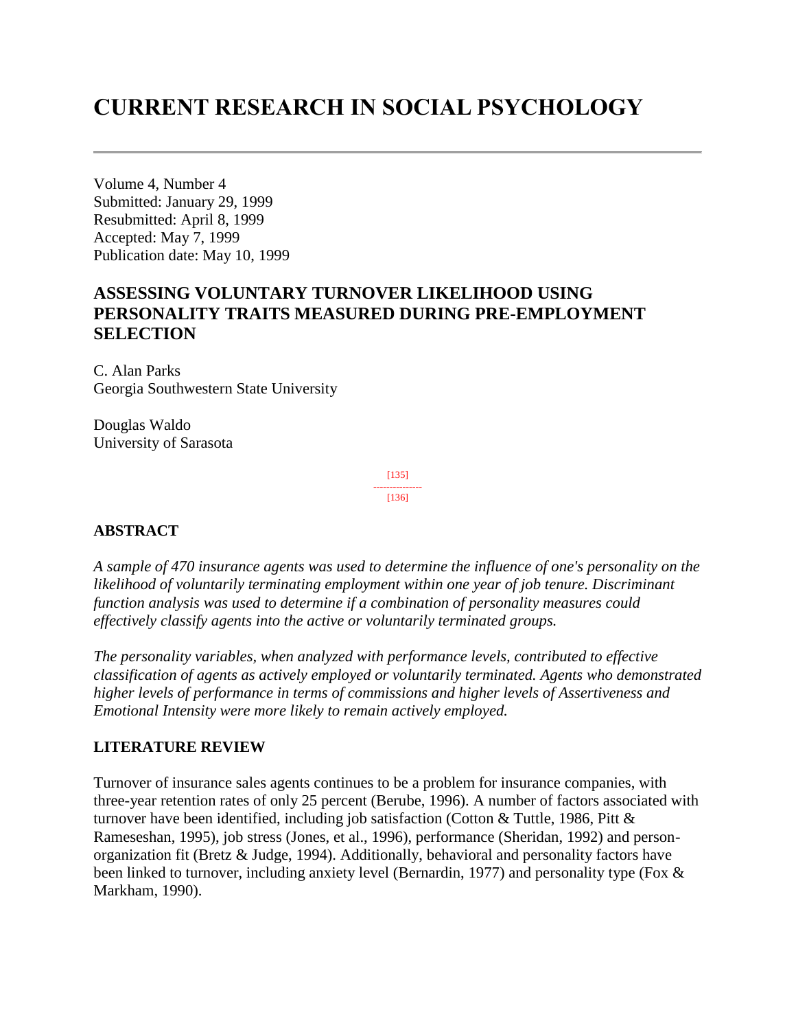# CURRENT RESEARCH IN SOCIAL PSYCHOLOGY

---

Volume 4, Number 4
Submitted: January 29, 1999
Resubmitted: April 8, 1999
Accepted: May 7, 1999
Publication date: May 10, 1999

### ASSESSING VOLUNTARY TURNOVER LIKELIHOOD USING PERSONALITY TRAITS MEASURED DURING PRE-EMPLOYMENT SELECTION

C. Alan Parks
Georgia Southwestern State University

Douglas Waldo
University of Sarasota

### ABSTRACT

*A sample of 470 insurance agents was used to determine the influence of one's personality on the likelihood of voluntarily terminating employment within one year of job tenure. Discriminant function analysis was used to determine if a combination of personality measures could effectively classify agents into the active or voluntarily terminated groups.*

*The personality variables, when analyzed with performance levels, contributed to effective classification of agents as actively employed or voluntarily terminated. Agents who demonstrated higher levels of performance in terms of commissions and higher levels of Assertiveness and Emotional Intensity were more likely to remain actively employed.*

### LITERATURE REVIEW

Turnover of insurance sales agents continues to be a problem for insurance companies, with three-year retention rates of only 25 percent (Berube, 1996). A number of factors associated with turnover have been identified, including job satisfaction (Cotton & Tuttle, 1986, Pitt & Rameseshan, 1995), job stress (Jones, et al., 1996), performance (Sheridan, 1992) and person-organization fit (Bretz & Judge, 1994). Additionally, behavioral and personality factors have been linked to turnover, including anxiety level (Bernardin, 1977) and personality type (Fox & Markham, 1990).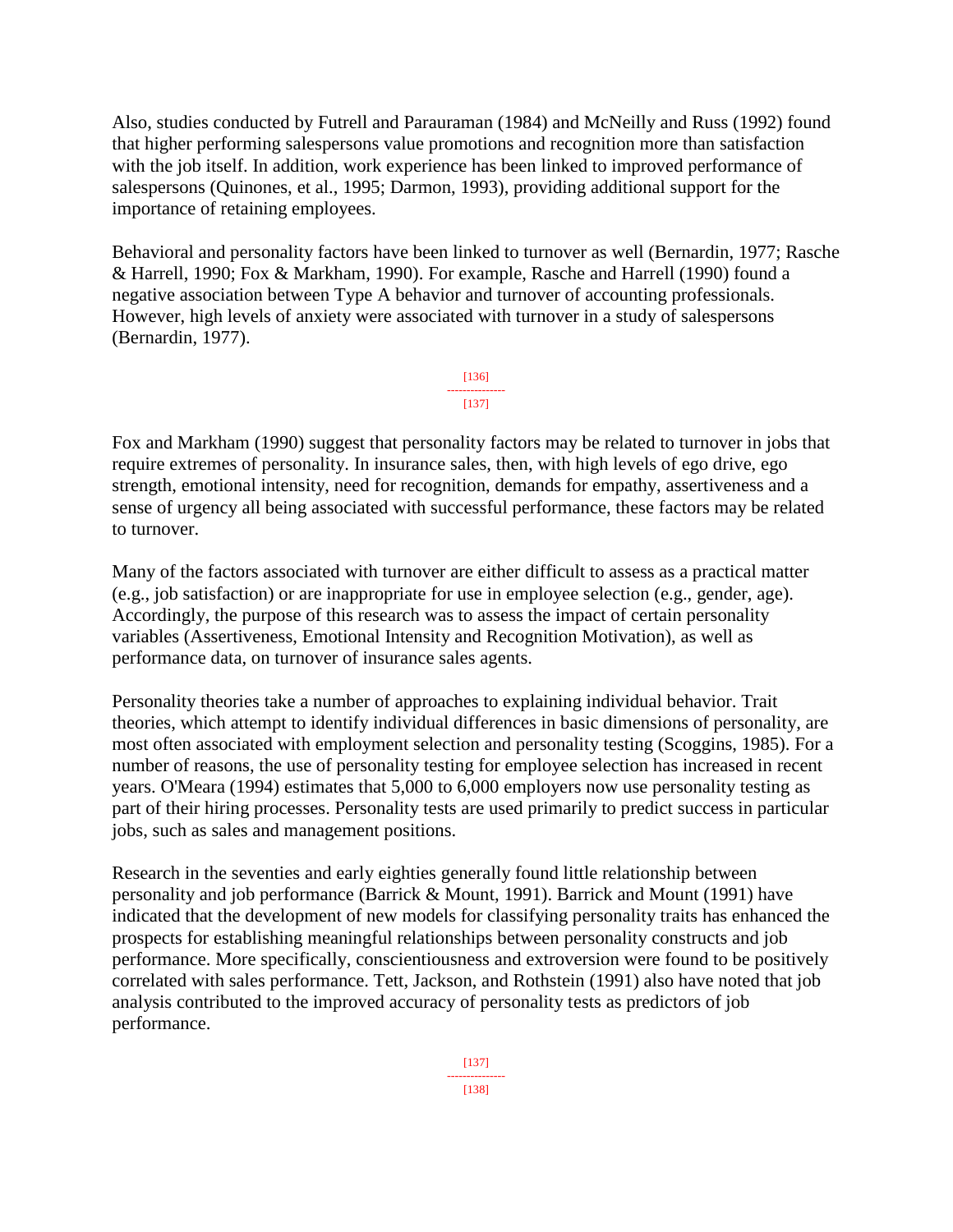Also, studies conducted by Futrell and Parauraman (1984) and McNeilly and Russ (1992) found that higher performing salespersons value promotions and recognition more than satisfaction with the job itself. In addition, work experience has been linked to improved performance of salespersons (Quinones, et al., 1995; Darmon, 1993), providing additional support for the importance of retaining employees.

Behavioral and personality factors have been linked to turnover as well (Bernardin, 1977; Rasche & Harrell, 1990; Fox & Markham, 1990). For example, Rasche and Harrell (1990) found a negative association between Type A behavior and turnover of accounting professionals. However, high levels of anxiety were associated with turnover in a study of salespersons (Bernardin, 1977).

Fox and Markham (1990) suggest that personality factors may be related to turnover in jobs that require extremes of personality. In insurance sales, then, with high levels of ego drive, ego strength, emotional intensity, need for recognition, demands for empathy, assertiveness and a sense of urgency all being associated with successful performance, these factors may be related to turnover.

Many of the factors associated with turnover are either difficult to assess as a practical matter (e.g., job satisfaction) or are inappropriate for use in employee selection (e.g., gender, age). Accordingly, the purpose of this research was to assess the impact of certain personality variables (Assertiveness, Emotional Intensity and Recognition Motivation), as well as performance data, on turnover of insurance sales agents.

Personality theories take a number of approaches to explaining individual behavior. Trait theories, which attempt to identify individual differences in basic dimensions of personality, are most often associated with employment selection and personality testing (Scoggins, 1985). For a number of reasons, the use of personality testing for employee selection has increased in recent years. O'Meara (1994) estimates that 5,000 to 6,000 employers now use personality testing as part of their hiring processes. Personality tests are used primarily to predict success in particular jobs, such as sales and management positions.

Research in the seventies and early eighties generally found little relationship between personality and job performance (Barrick & Mount, 1991). Barrick and Mount (1991) have indicated that the development of new models for classifying personality traits has enhanced the prospects for establishing meaningful relationships between personality constructs and job performance. More specifically, conscientiousness and extroversion were found to be positively correlated with sales performance. Tett, Jackson, and Rothstein (1991) also have noted that job analysis contributed to the improved accuracy of personality tests as predictors of job performance.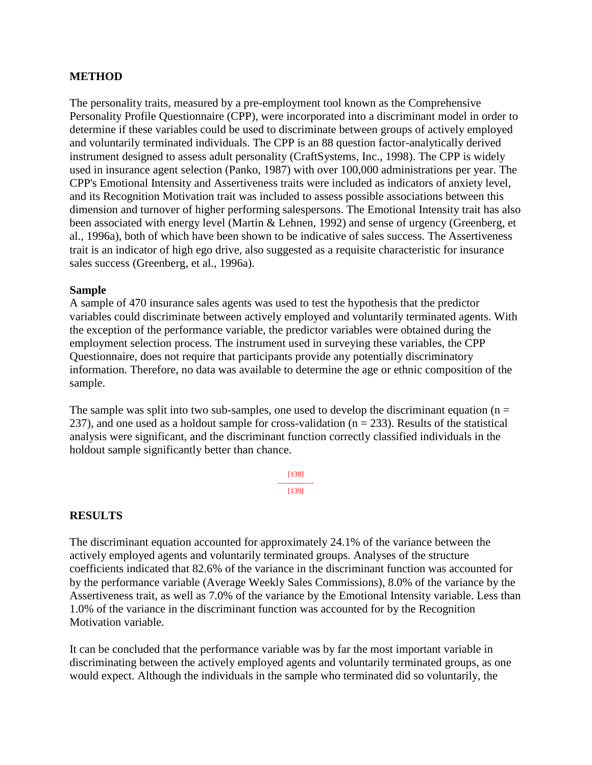## METHOD

The personality traits, measured by a pre-employment tool known as the Comprehensive Personality Profile Questionnaire (CPP), were incorporated into a discriminant model in order to determine if these variables could be used to discriminate between groups of actively employed and voluntarily terminated individuals. The CPP is an 88 question factor-analytically derived instrument designed to assess adult personality (CraftSystems, Inc., 1998). The CPP is widely used in insurance agent selection (Panko, 1987) with over 100,000 administrations per year. The CPP's Emotional Intensity and Assertiveness traits were included as indicators of anxiety level, and its Recognition Motivation trait was included to assess possible associations between this dimension and turnover of higher performing salespersons. The Emotional Intensity trait has also been associated with energy level (Martin & Lehnen, 1992) and sense of urgency (Greenberg, et al., 1996a), both of which have been shown to be indicative of sales success. The Assertiveness trait is an indicator of high ego drive, also suggested as a requisite characteristic for insurance sales success (Greenberg, et al., 1996a).

### Sample

A sample of 470 insurance sales agents was used to test the hypothesis that the predictor variables could discriminate between actively employed and voluntarily terminated agents. With the exception of the performance variable, the predictor variables were obtained during the employment selection process. The instrument used in surveying these variables, the CPP Questionnaire, does not require that participants provide any potentially discriminatory information. Therefore, no data was available to determine the age or ethnic composition of the sample.

The sample was split into two sub-samples, one used to develop the discriminant equation ($n = 237$), and one used as a holdout sample for cross-validation ($n = 233$). Results of the statistical analysis were significant, and the discriminant function correctly classified individuals in the holdout sample significantly better than chance.

## RESULTS

The discriminant equation accounted for approximately 24.1% of the variance between the actively employed agents and voluntarily terminated groups. Analyses of the structure coefficients indicated that 82.6% of the variance in the discriminant function was accounted for by the performance variable (Average Weekly Sales Commissions), 8.0% of the variance by the Assertiveness trait, as well as 7.0% of the variance by the Emotional Intensity variable. Less than 1.0% of the variance in the discriminant function was accounted for by the Recognition Motivation variable.

It can be concluded that the performance variable was by far the most important variable in discriminating between the actively employed agents and voluntarily terminated groups, as one would expect. Although the individuals in the sample who terminated did so voluntarily, the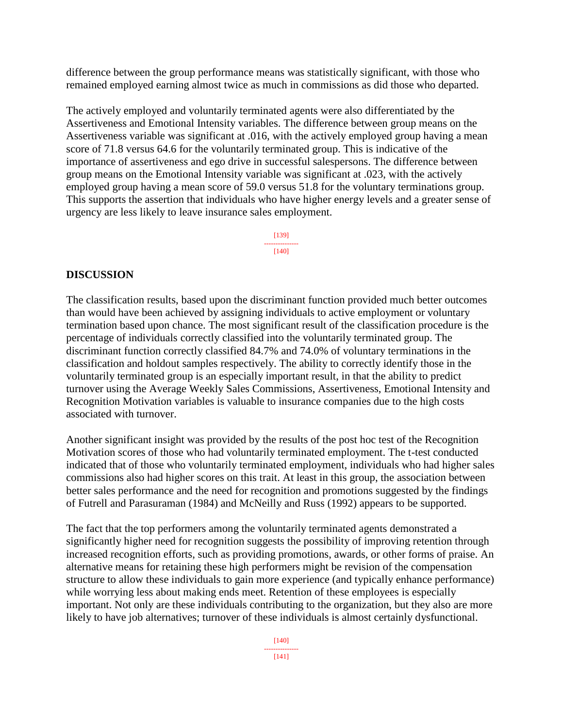difference between the group performance means was statistically significant, with those who remained employed earning almost twice as much in commissions as did those who departed.

The actively employed and voluntarily terminated agents were also differentiated by the Assertiveness and Emotional Intensity variables. The difference between group means on the Assertiveness variable was significant at .016, with the actively employed group having a mean score of 71.8 versus 64.6 for the voluntarily terminated group. This is indicative of the importance of assertiveness and ego drive in successful salespersons. The difference between group means on the Emotional Intensity variable was significant at .023, with the actively employed group having a mean score of 59.0 versus 51.8 for the voluntary terminations group. This supports the assertion that individuals who have higher energy levels and a greater sense of urgency are less likely to leave insurance sales employment.

## DISCUSSION

The classification results, based upon the discriminant function provided much better outcomes than would have been achieved by assigning individuals to active employment or voluntary termination based upon chance. The most significant result of the classification procedure is the percentage of individuals correctly classified into the voluntarily terminated group. The discriminant function correctly classified 84.7% and 74.0% of voluntary terminations in the classification and holdout samples respectively. The ability to correctly identify those in the voluntarily terminated group is an especially important result, in that the ability to predict turnover using the Average Weekly Sales Commissions, Assertiveness, Emotional Intensity and Recognition Motivation variables is valuable to insurance companies due to the high costs associated with turnover.

Another significant insight was provided by the results of the post hoc test of the Recognition Motivation scores of those who had voluntarily terminated employment. The t-test conducted indicated that of those who voluntarily terminated employment, individuals who had higher sales commissions also had higher scores on this trait. At least in this group, the association between better sales performance and the need for recognition and promotions suggested by the findings of Futrell and Parasuraman (1984) and McNeilly and Russ (1992) appears to be supported.

The fact that the top performers among the voluntarily terminated agents demonstrated a significantly higher need for recognition suggests the possibility of improving retention through increased recognition efforts, such as providing promotions, awards, or other forms of praise. An alternative means for retaining these high performers might be revision of the compensation structure to allow these individuals to gain more experience (and typically enhance performance) while worrying less about making ends meet. Retention of these employees is especially important. Not only are these individuals contributing to the organization, but they also are more likely to have job alternatives; turnover of these individuals is almost certainly dysfunctional.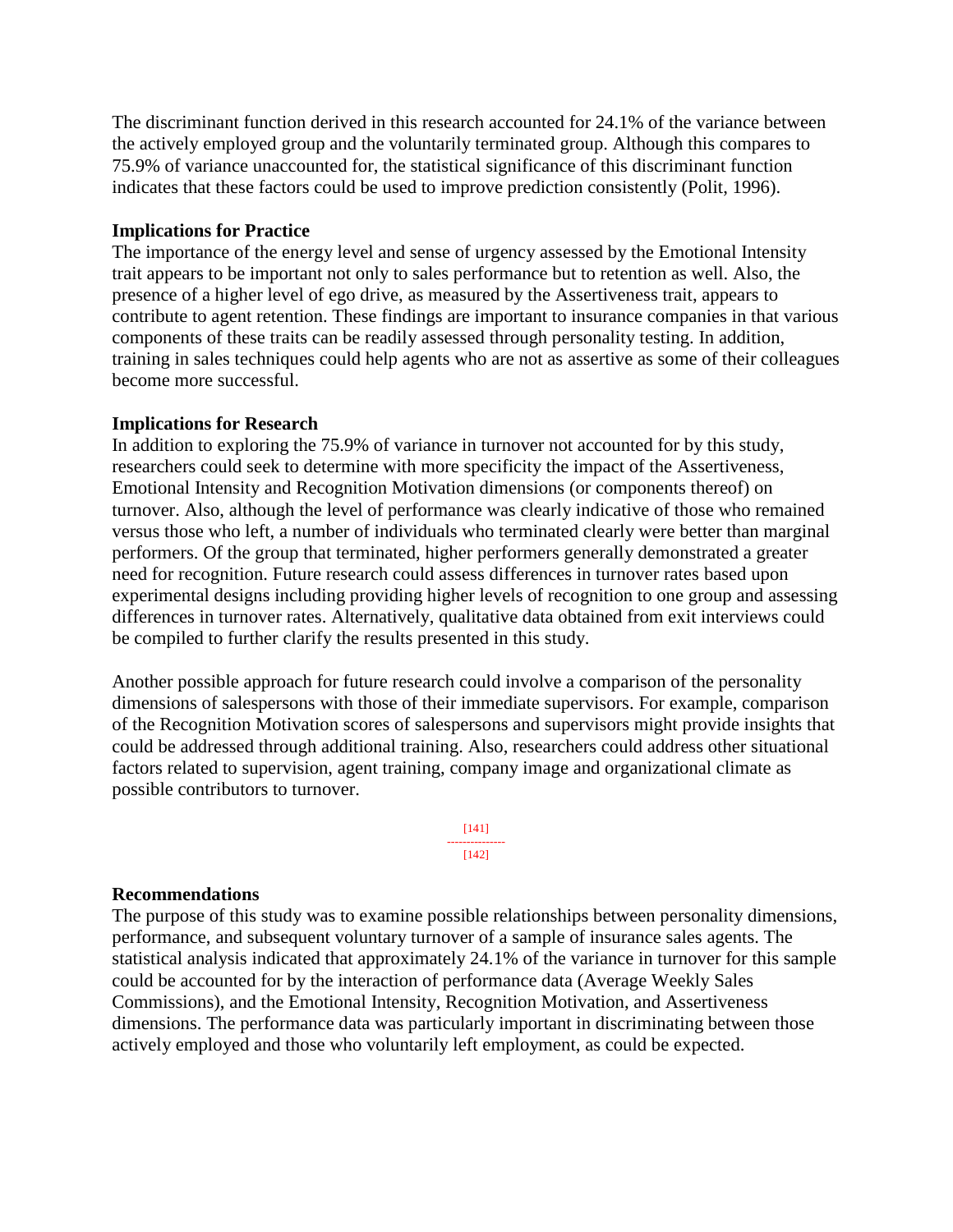The discriminant function derived in this research accounted for 24.1% of the variance between the actively employed group and the voluntarily terminated group. Although this compares to 75.9% of variance unaccounted for, the statistical significance of this discriminant function indicates that these factors could be used to improve prediction consistently (Polit, 1996).

**Implications for Practice**

The importance of the energy level and sense of urgency assessed by the Emotional Intensity trait appears to be important not only to sales performance but to retention as well. Also, the presence of a higher level of ego drive, as measured by the Assertiveness trait, appears to contribute to agent retention. These findings are important to insurance companies in that various components of these traits can be readily assessed through personality testing. In addition, training in sales techniques could help agents who are not as assertive as some of their colleagues become more successful.

**Implications for Research**

In addition to exploring the 75.9% of variance in turnover not accounted for by this study, researchers could seek to determine with more specificity the impact of the Assertiveness, Emotional Intensity and Recognition Motivation dimensions (or components thereof) on turnover. Also, although the level of performance was clearly indicative of those who remained versus those who left, a number of individuals who terminated clearly were better than marginal performers. Of the group that terminated, higher performers generally demonstrated a greater need for recognition. Future research could assess differences in turnover rates based upon experimental designs including providing higher levels of recognition to one group and assessing differences in turnover rates. Alternatively, qualitative data obtained from exit interviews could be compiled to further clarify the results presented in this study.

Another possible approach for future research could involve a comparison of the personality dimensions of salespersons with those of their immediate supervisors. For example, comparison of the Recognition Motivation scores of salespersons and supervisors might provide insights that could be addressed through additional training. Also, researchers could address other situational factors related to supervision, agent training, company image and organizational climate as possible contributors to turnover.

**Recommendations**

The purpose of this study was to examine possible relationships between personality dimensions, performance, and subsequent voluntary turnover of a sample of insurance sales agents. The statistical analysis indicated that approximately 24.1% of the variance in turnover for this sample could be accounted for by the interaction of performance data (Average Weekly Sales Commissions), and the Emotional Intensity, Recognition Motivation, and Assertiveness dimensions. The performance data was particularly important in discriminating between those actively employed and those who voluntarily left employment, as could be expected.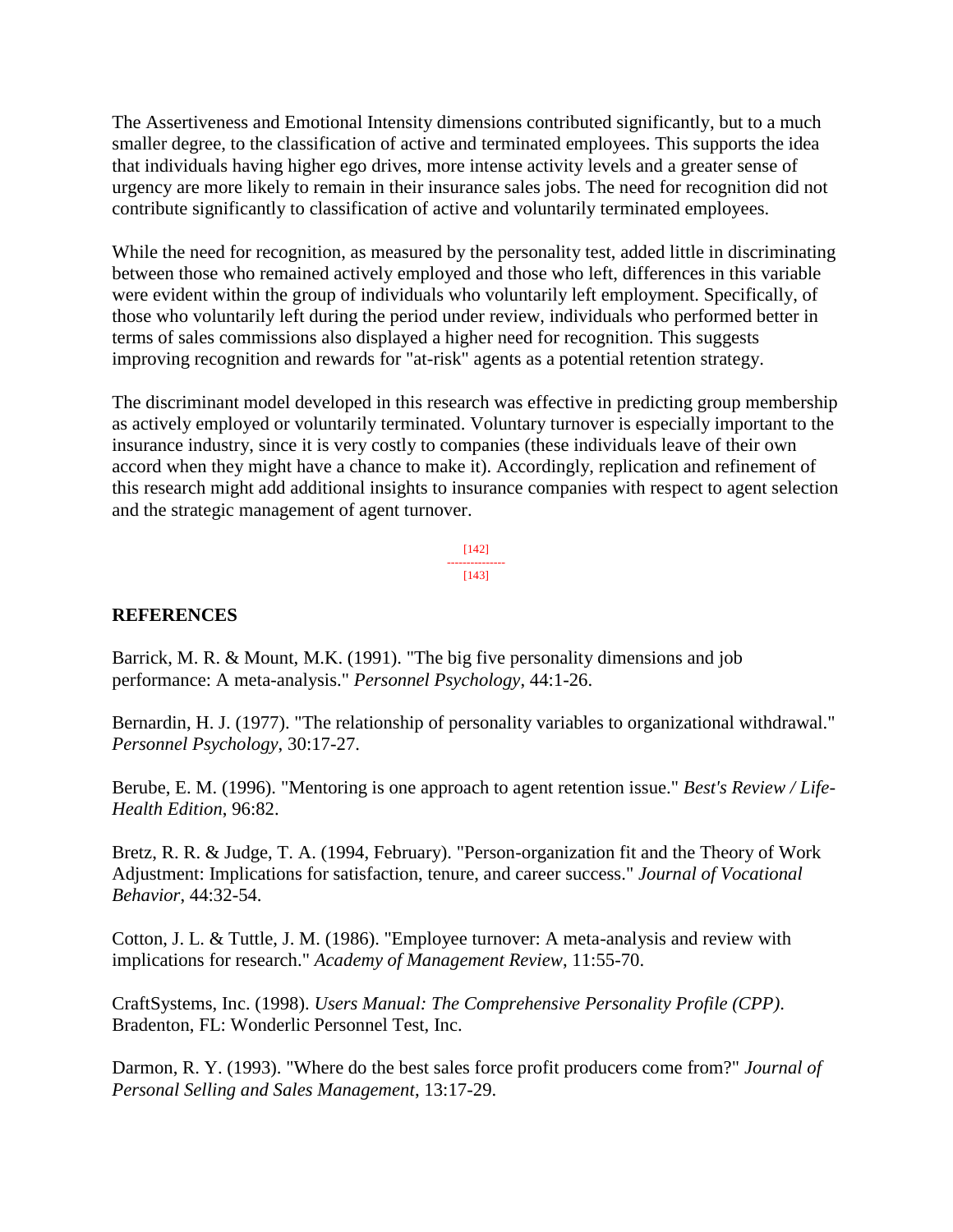The Assertiveness and Emotional Intensity dimensions contributed significantly, but to a much smaller degree, to the classification of active and terminated employees. This supports the idea that individuals having higher ego drives, more intense activity levels and a greater sense of urgency are more likely to remain in their insurance sales jobs. The need for recognition did not contribute significantly to classification of active and voluntarily terminated employees.

While the need for recognition, as measured by the personality test, added little in discriminating between those who remained actively employed and those who left, differences in this variable were evident within the group of individuals who voluntarily left employment. Specifically, of those who voluntarily left during the period under review, individuals who performed better in terms of sales commissions also displayed a higher need for recognition. This suggests improving recognition and rewards for "at-risk" agents as a potential retention strategy.

The discriminant model developed in this research was effective in predicting group membership as actively employed or voluntarily terminated. Voluntary turnover is especially important to the insurance industry, since it is very costly to companies (these individuals leave of their own accord when they might have a chance to make it). Accordingly, replication and refinement of this research might add additional insights to insurance companies with respect to agent selection and the strategic management of agent turnover.

## REFERENCES

Barrick, M. R. & Mount, M.K. (1991). "The big five personality dimensions and job performance: A meta-analysis." *Personnel Psychology*, 44:1-26.

Bernardin, H. J. (1977). "The relationship of personality variables to organizational withdrawal." *Personnel Psychology*, 30:17-27.

Berube, E. M. (1996). "Mentoring is one approach to agent retention issue." *Best's Review / Life-Health Edition*, 96:82.

Bretz, R. R. & Judge, T. A. (1994, February). "Person-organization fit and the Theory of Work Adjustment: Implications for satisfaction, tenure, and career success." *Journal of Vocational Behavior*, 44:32-54.

Cotton, J. L. & Tuttle, J. M. (1986). "Employee turnover: A meta-analysis and review with implications for research." *Academy of Management Review*, 11:55-70.

CraftSystems, Inc. (1998). *Users Manual: The Comprehensive Personality Profile (CPP)*. Bradenton, FL: Wonderlic Personnel Test, Inc.

Darmon, R. Y. (1993). "Where do the best sales force profit producers come from?" *Journal of Personal Selling and Sales Management*, 13:17-29.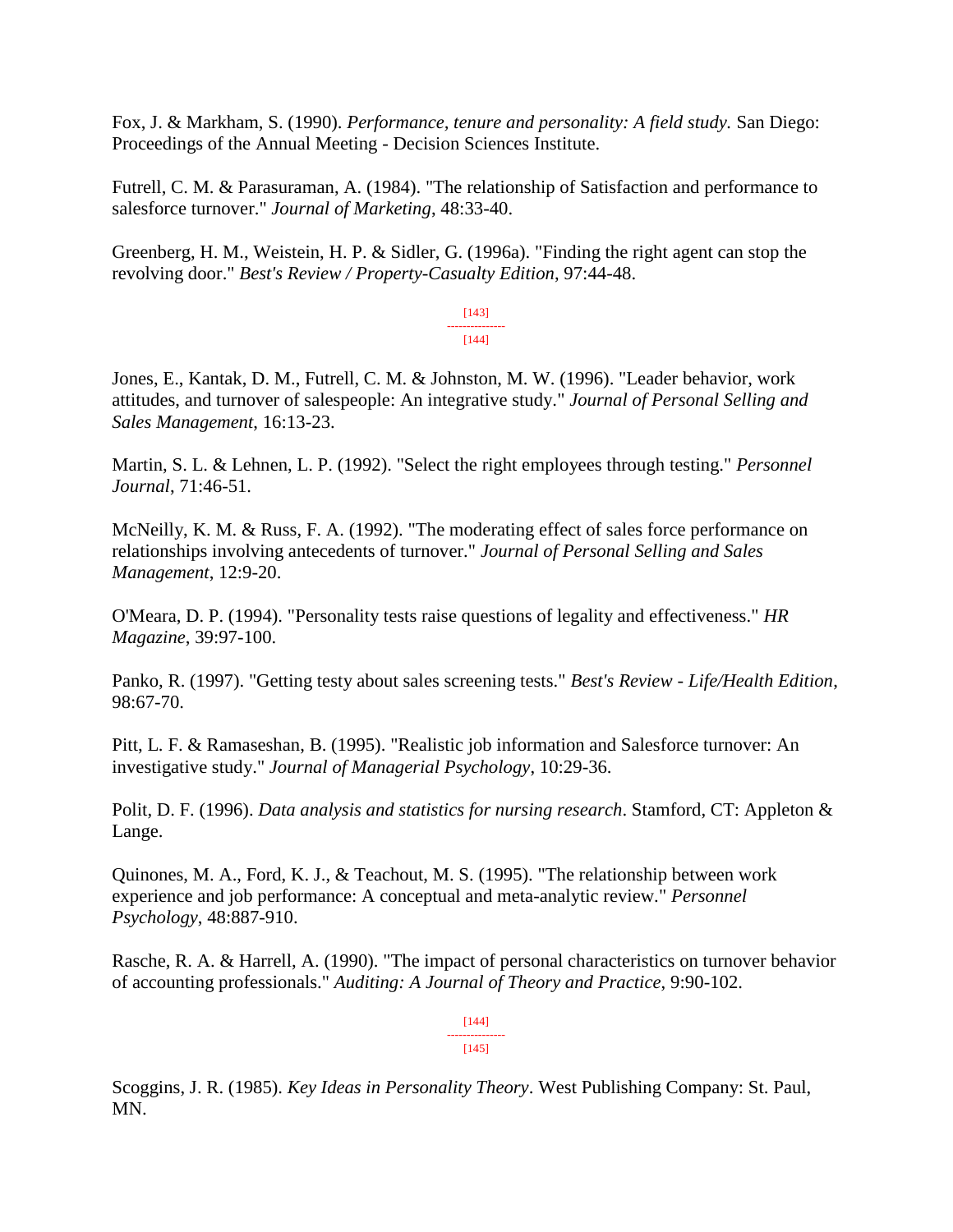Fox, J. & Markham, S. (1990). *Performance, tenure and personality: A field study.* San Diego: Proceedings of the Annual Meeting - Decision Sciences Institute.

Futrell, C. M. & Parasuraman, A. (1984). "The relationship of Satisfaction and performance to salesforce turnover." *Journal of Marketing*, 48:33-40.

Greenberg, H. M., Weistein, H. P. & Sidler, G. (1996a). "Finding the right agent can stop the revolving door." *Best's Review / Property-Casualty Edition*, 97:44-48.

Jones, E., Kantak, D. M., Futrell, C. M. & Johnston, M. W. (1996). "Leader behavior, work attitudes, and turnover of salespeople: An integrative study." *Journal of Personal Selling and Sales Management*, 16:13-23.

Martin, S. L. & Lehnen, L. P. (1992). "Select the right employees through testing." *Personnel Journal*, 71:46-51.

McNeilly, K. M. & Russ, F. A. (1992). "The moderating effect of sales force performance on relationships involving antecedents of turnover." *Journal of Personal Selling and Sales Management*, 12:9-20.

O'Meara, D. P. (1994). "Personality tests raise questions of legality and effectiveness." *HR Magazine*, 39:97-100.

Panko, R. (1997). "Getting testy about sales screening tests." *Best's Review - Life/Health Edition*, 98:67-70.

Pitt, L. F. & Ramaseshan, B. (1995). "Realistic job information and Salesforce turnover: An investigative study." *Journal of Managerial Psychology*, 10:29-36.

Polit, D. F. (1996). *Data analysis and statistics for nursing research*. Stamford, CT: Appleton & Lange.

Quinones, M. A., Ford, K. J., & Teachout, M. S. (1995). "The relationship between work experience and job performance: A conceptual and meta-analytic review." *Personnel Psychology*, 48:887-910.

Rasche, R. A. & Harrell, A. (1990). "The impact of personal characteristics on turnover behavior of accounting professionals." *Auditing: A Journal of Theory and Practice*, 9:90-102.

Scoggins, J. R. (1985). *Key Ideas in Personality Theory*. West Publishing Company: St. Paul, MN.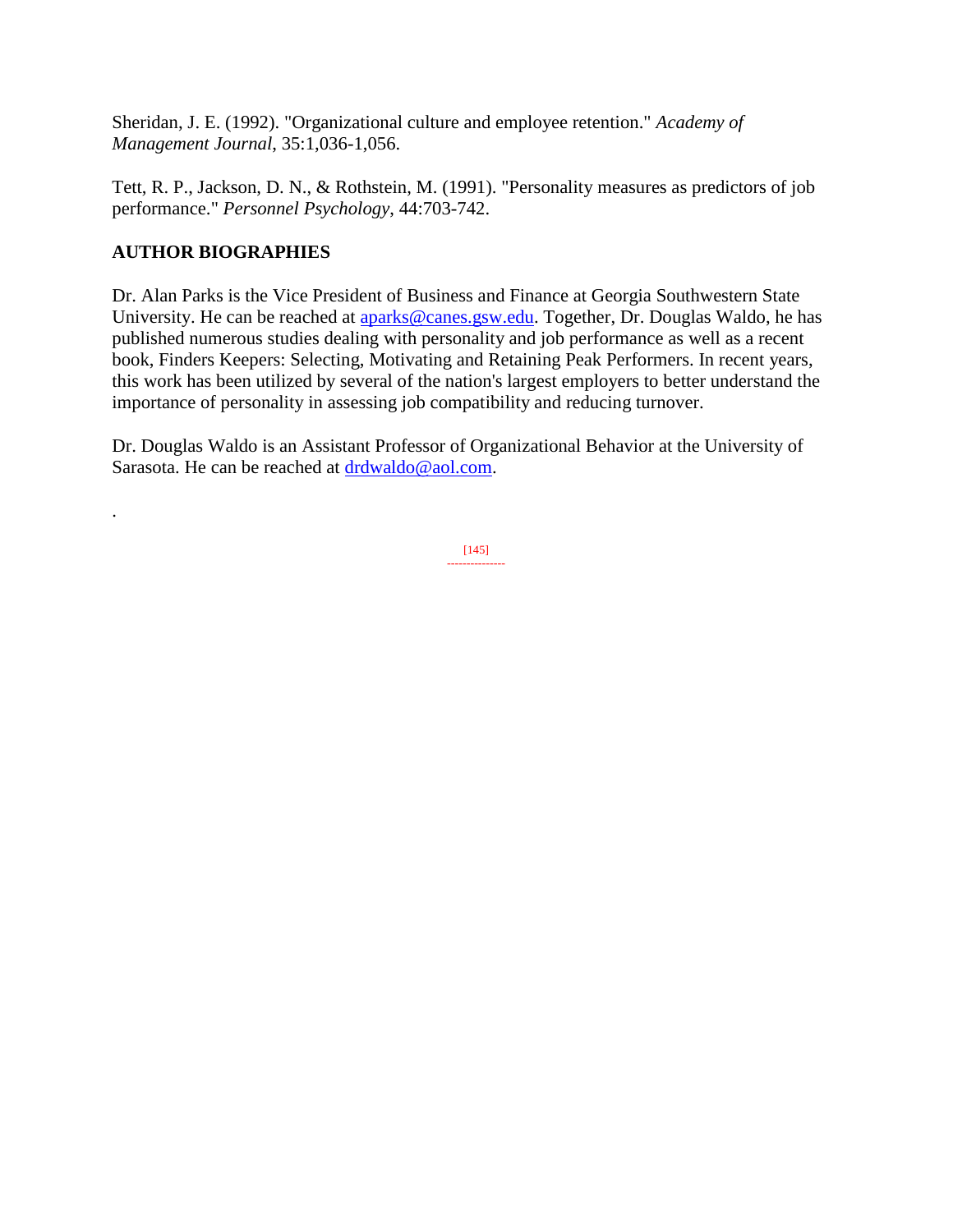Sheridan, J. E. (1992). "Organizational culture and employee retention." *Academy of Management Journal*, 35:1,036-1,056.

Tett, R. P., Jackson, D. N., & Rothstein, M. (1991). "Personality measures as predictors of job performance." *Personnel Psychology*, 44:703-742.

**AUTHOR BIOGRAPHIES**

Dr. Alan Parks is the Vice President of Business and Finance at Georgia Southwestern State University. He can be reached at aparks@canes.gsw.edu. Together, Dr. Douglas Waldo, he has published numerous studies dealing with personality and job performance as well as a recent book, Finders Keepers: Selecting, Motivating and Retaining Peak Performers. In recent years, this work has been utilized by several of the nation's largest employers to better understand the importance of personality in assessing job compatibility and reducing turnover.

Dr. Douglas Waldo is an Assistant Professor of Organizational Behavior at the University of Sarasota. He can be reached at drdwaldo@aol.com.